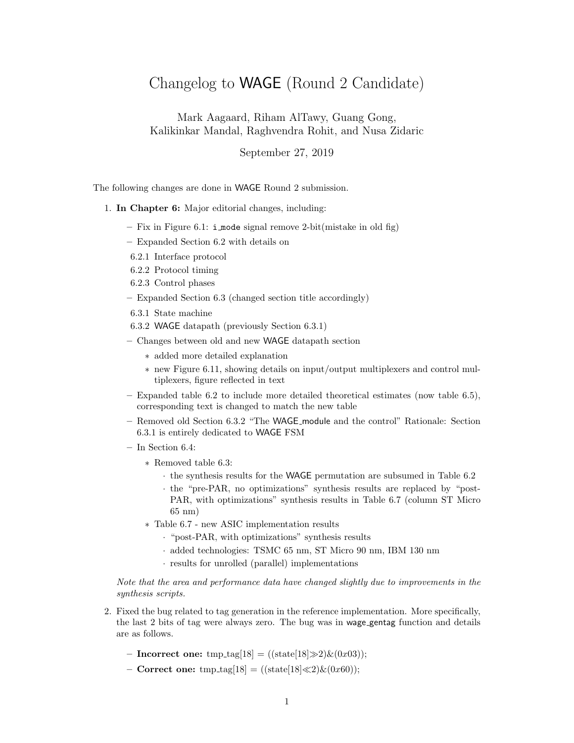# Changelog to WAGE (Round 2 Candidate)

Mark Aagaard, Riham AlTawy, Guang Gong,
Kalikinkar Mandal, Raghvendra Rohit, and Nusa Zidaric

September 27, 2019

The following changes are done in WAGE Round 2 submission.

1. **In Chapter 6:** Major editorial changes, including:
   - Fix in Figure 6.1: `i_mode` signal remove 2-bit(mistake in old fig)
   - Expanded Section 6.2 with details on
     - 6.2.1 Interface protocol
     - 6.2.2 Protocol timing
     - 6.2.3 Control phases
   - Expanded Section 6.3 (changed section title accordingly)
     - 6.3.1 State machine
     - 6.3.2 WAGE datapath (previously Section 6.3.1)
   - Changes between old and new WAGE datapath section
     - added more detailed explanation
     - new Figure 6.11, showing details on input/output multiplexers and control multiplexers, figure reflected in text
   - Expanded table 6.2 to include more detailed theoretical estimates (now table 6.5), corresponding text is changed to match the new table
   - Removed old Section 6.3.2 "The WAGE_module and the control" Rationale: Section 6.3.1 is entirely dedicated to WAGE FSM
   - In Section 6.4:
     - Removed table 6.3:
       - the synthesis results for the WAGE permutation are subsumed in Table 6.2
       - the "pre-PAR, no optimizations" synthesis results are replaced by "post-PAR, with optimizations" synthesis results in Table 6.7 (column ST Micro 65 nm)
     - Table 6.7 - new ASIC implementation results
       - "post-PAR, with optimizations" synthesis results
       - added technologies: TSMC 65 nm, ST Micro 90 nm, IBM 130 nm
       - results for unrolled (parallel) implementations

   *Note that the area and performance data have changed slightly due to improvements in the synthesis scripts.*

2. Fixed the bug related to tag generation in the reference implementation. More specifically, the last 2 bits of tag were always zero. The bug was in wage_gentag function and details are as follows.
   - **Incorrect one:** tmp_tag[18] = ((state[18]$\gg$2)&(0$x$03));
   - **Correct one:** tmp_tag[18] = ((state[18]$\ll$2)&(0$x$60));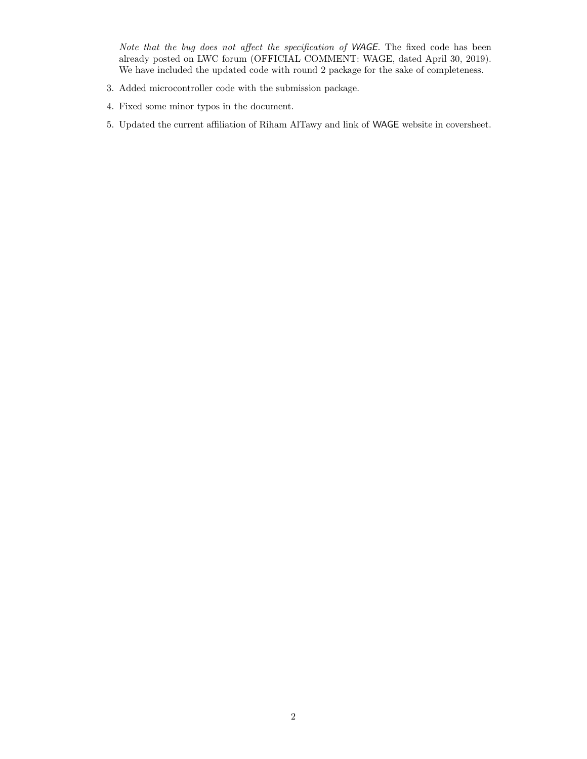*Note that the bug does not affect the specification of WAGE.* The fixed code has been already posted on LWC forum (OFFICIAL COMMENT: WAGE, dated April 30, 2019). We have included the updated code with round 2 package for the sake of completeness.

3. Added microcontroller code with the submission package.

4. Fixed some minor typos in the document.

5. Updated the current affiliation of Riham AlTawy and link of WAGE website in coversheet.